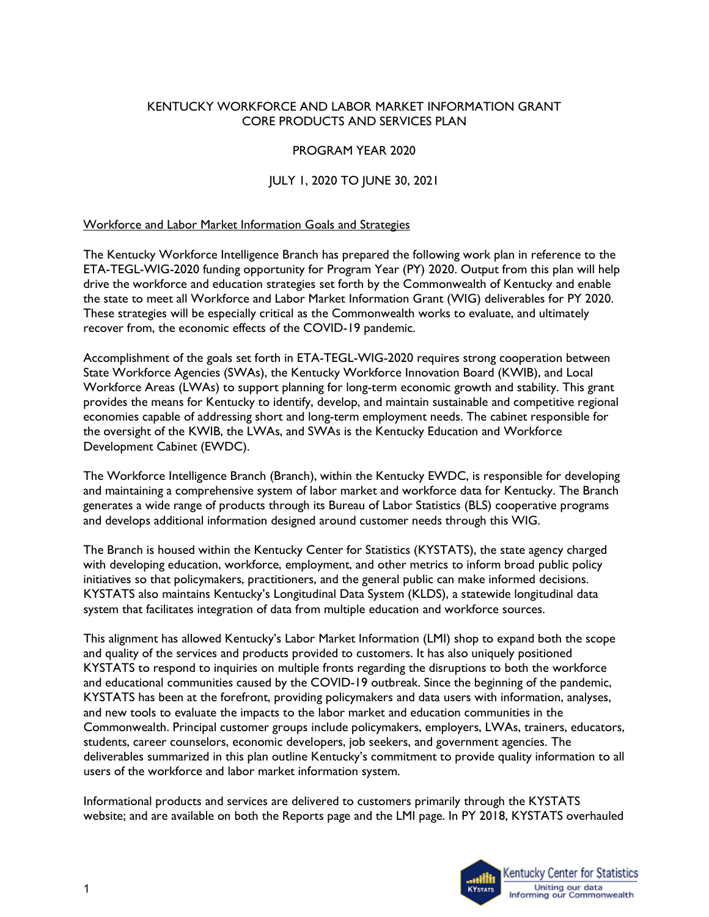# KENTUCKY WORKFORCE AND LABOR MARKET INFORMATION GRANT CORE PRODUCTS AND SERVICES PLAN

## PROGRAM YEAR 2020

## JULY 1, 2020 TO JUNE 30, 2021

### Workforce and Labor Market Information Goals and Strategies

The Kentucky Workforce Intelligence Branch has prepared the following work plan in reference to the ETA-TEGL-WIG-2020 funding opportunity for Program Year (PY) 2020. Output from this plan will help drive the workforce and education strategies set forth by the Commonwealth of Kentucky and enable the state to meet all Workforce and Labor Market Information Grant (WIG) deliverables for PY 2020. These strategies will be especially critical as the Commonwealth works to evaluate, and ultimately recover from, the economic effects of the COVID-19 pandemic.

Accomplishment of the goals set forth in ETA-TEGL-WIG-2020 requires strong cooperation between State Workforce Agencies (SWAs), the Kentucky Workforce Innovation Board (KWIB), and Local Workforce Areas (LWAs) to support planning for long-term economic growth and stability. This grant provides the means for Kentucky to identify, develop, and maintain sustainable and competitive regional economies capable of addressing short and long-term employment needs. The cabinet responsible for the oversight of the KWIB, the LWAs, and SWAs is the Kentucky Education and Workforce Development Cabinet (EWDC).

The Workforce Intelligence Branch (Branch), within the Kentucky EWDC, is responsible for developing and maintaining a comprehensive system of labor market and workforce data for Kentucky. The Branch generates a wide range of products through its Bureau of Labor Statistics (BLS) cooperative programs and develops additional information designed around customer needs through this WIG.

The Branch is housed within the Kentucky Center for Statistics (KYSTATS), the state agency charged with developing education, workforce, employment, and other metrics to inform broad public policy initiatives so that policymakers, practitioners, and the general public can make informed decisions. KYSTATS also maintains Kentucky's Longitudinal Data System (KLDS), a statewide longitudinal data system that facilitates integration of data from multiple education and workforce sources.

This alignment has allowed Kentucky's Labor Market Information (LMI) shop to expand both the scope and quality of the services and products provided to customers. It has also uniquely positioned KYSTATS to respond to inquiries on multiple fronts regarding the disruptions to both the workforce and educational communities caused by the COVID-19 outbreak. Since the beginning of the pandemic, KYSTATS has been at the forefront, providing policymakers and data users with information, analyses, and new tools to evaluate the impacts to the labor market and education communities in the Commonwealth. Principal customer groups include policymakers, employers, LWAs, trainers, educators, students, career counselors, economic developers, job seekers, and government agencies. The deliverables summarized in this plan outline Kentucky's commitment to provide quality information to all users of the workforce and labor market information system.

Informational products and services are delivered to customers primarily through the KYSTATS website; and are available on both the Reports page and the LMI page. In PY 2018, KYSTATS overhauled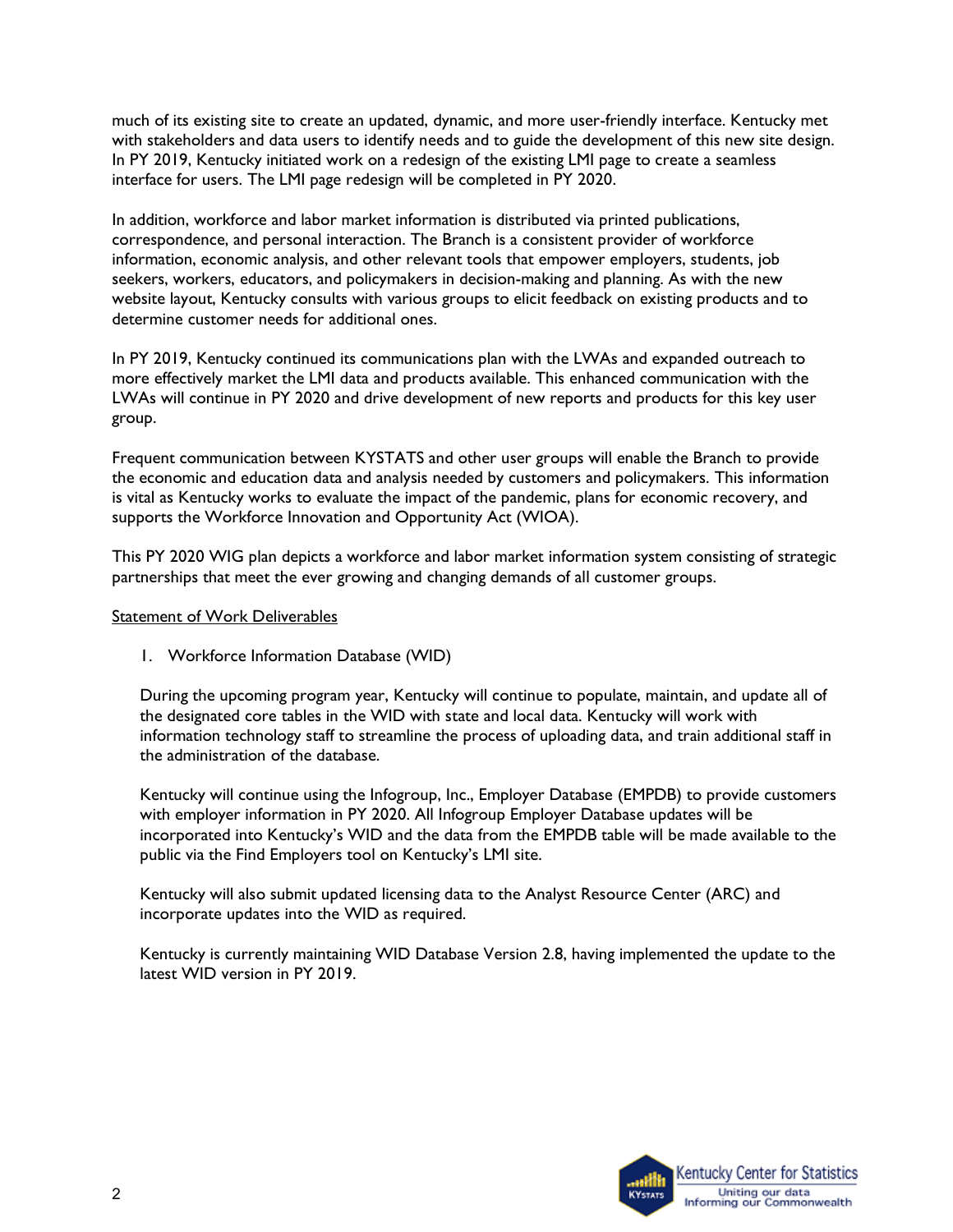much of its existing site to create an updated, dynamic, and more user-friendly interface. Kentucky met with stakeholders and data users to identify needs and to guide the development of this new site design. In PY 2019, Kentucky initiated work on a redesign of the existing LMI page to create a seamless interface for users. The LMI page redesign will be completed in PY 2020.

In addition, workforce and labor market information is distributed via printed publications, correspondence, and personal interaction. The Branch is a consistent provider of workforce information, economic analysis, and other relevant tools that empower employers, students, job seekers, workers, educators, and policymakers in decision-making and planning. As with the new website layout, Kentucky consults with various groups to elicit feedback on existing products and to determine customer needs for additional ones.

In PY 2019, Kentucky continued its communications plan with the LWAs and expanded outreach to more effectively market the LMI data and products available. This enhanced communication with the LWAs will continue in PY 2020 and drive development of new reports and products for this key user group.

Frequent communication between KYSTATS and other user groups will enable the Branch to provide the economic and education data and analysis needed by customers and policymakers. This information is vital as Kentucky works to evaluate the impact of the pandemic, plans for economic recovery, and supports the Workforce Innovation and Opportunity Act (WIOA).

This PY 2020 WIG plan depicts a workforce and labor market information system consisting of strategic partnerships that meet the ever growing and changing demands of all customer groups.

Statement of Work Deliverables

1. Workforce Information Database (WID)

   During the upcoming program year, Kentucky will continue to populate, maintain, and update all of the designated core tables in the WID with state and local data. Kentucky will work with information technology staff to streamline the process of uploading data, and train additional staff in the administration of the database.

   Kentucky will continue using the Infogroup, Inc., Employer Database (EMPDB) to provide customers with employer information in PY 2020. All Infogroup Employer Database updates will be incorporated into Kentucky's WID and the data from the EMPDB table will be made available to the public via the Find Employers tool on Kentucky's LMI site.

   Kentucky will also submit updated licensing data to the Analyst Resource Center (ARC) and incorporate updates into the WID as required.

   Kentucky is currently maintaining WID Database Version 2.8, having implemented the update to the latest WID version in PY 2019.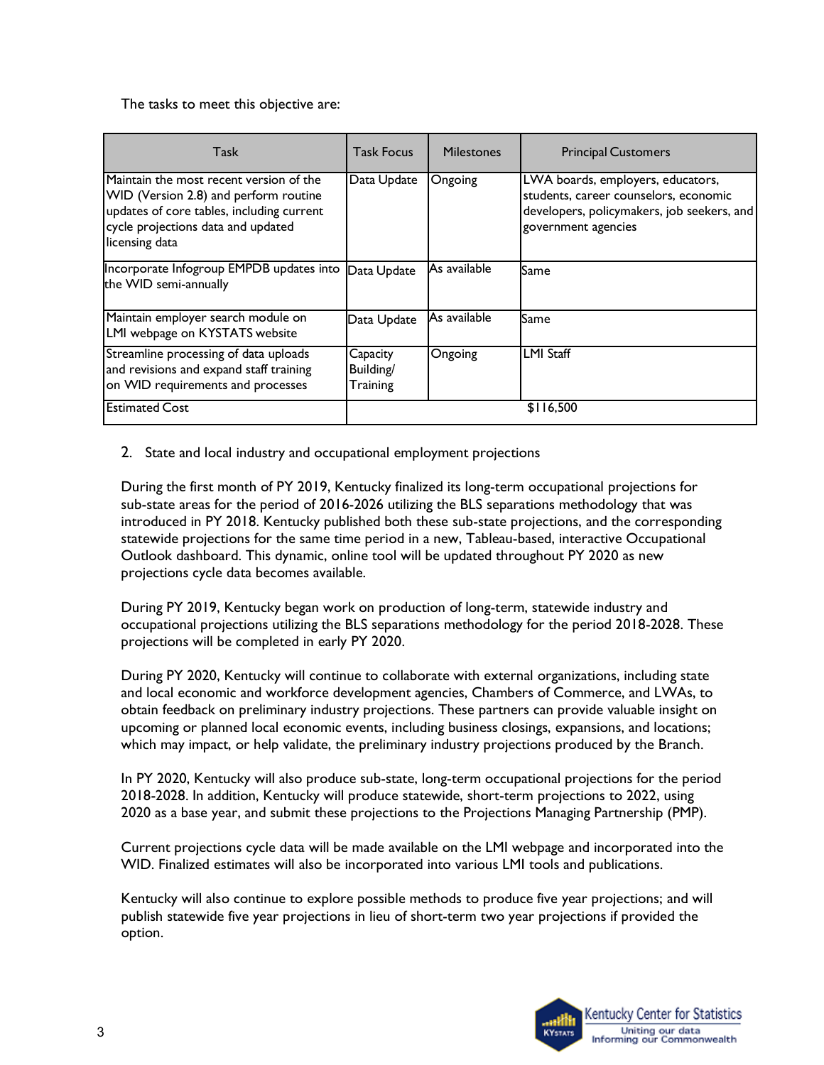The tasks to meet this objective are:

| Task | Task Focus | Milestones | Principal Customers |
|---|---|---|---|
| Maintain the most recent version of the WID (Version 2.8) and perform routine updates of core tables, including current cycle projections data and updated licensing data | Data Update | Ongoing | LWA boards, employers, educators, students, career counselors, economic developers, policymakers, job seekers, and government agencies |
| Incorporate Infogroup EMPDB updates into the WID semi-annually | Data Update | As available | Same |
| Maintain employer search module on LMI webpage on KYSTATS website | Data Update | As available | Same |
| Streamline processing of data uploads and revisions and expand staff training on WID requirements and processes | Capacity Building/ Training | Ongoing | LMI Staff |
| Estimated Cost | $116,500 | | |

2. State and local industry and occupational employment projections

During the first month of PY 2019, Kentucky finalized its long-term occupational projections for sub-state areas for the period of 2016-2026 utilizing the BLS separations methodology that was introduced in PY 2018. Kentucky published both these sub-state projections, and the corresponding statewide projections for the same time period in a new, Tableau-based, interactive Occupational Outlook dashboard. This dynamic, online tool will be updated throughout PY 2020 as new projections cycle data becomes available.

During PY 2019, Kentucky began work on production of long-term, statewide industry and occupational projections utilizing the BLS separations methodology for the period 2018-2028. These projections will be completed in early PY 2020.

During PY 2020, Kentucky will continue to collaborate with external organizations, including state and local economic and workforce development agencies, Chambers of Commerce, and LWAs, to obtain feedback on preliminary industry projections. These partners can provide valuable insight on upcoming or planned local economic events, including business closings, expansions, and locations; which may impact, or help validate, the preliminary industry projections produced by the Branch.

In PY 2020, Kentucky will also produce sub-state, long-term occupational projections for the period 2018-2028. In addition, Kentucky will produce statewide, short-term projections to 2022, using 2020 as a base year, and submit these projections to the Projections Managing Partnership (PMP).

Current projections cycle data will be made available on the LMI webpage and incorporated into the WID. Finalized estimates will also be incorporated into various LMI tools and publications.

Kentucky will also continue to explore possible methods to produce five year projections; and will publish statewide five year projections in lieu of short-term two year projections if provided the option.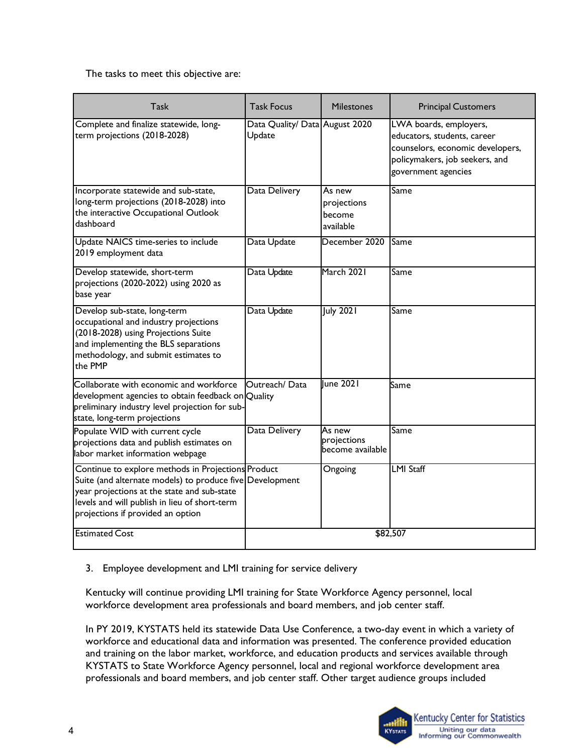The tasks to meet this objective are:

| Task | Task Focus | Milestones | Principal Customers |
|---|---|---|---|
| Complete and finalize statewide, long-term projections (2018-2028) | Data Quality/ Data Update | August 2020 | LWA boards, employers, educators, students, career counselors, economic developers, policymakers, job seekers, and government agencies |
| Incorporate statewide and sub-state, long-term projections (2018-2028) into the interactive Occupational Outlook dashboard | Data Delivery | As new projections become available | Same |
| Update NAICS time-series to include 2019 employment data | Data Update | December 2020 | Same |
| Develop statewide, short-term projections (2020-2022) using 2020 as base year | Data Update | March 2021 | Same |
| Develop sub-state, long-term occupational and industry projections (2018-2028) using Projections Suite and implementing the BLS separations methodology, and submit estimates to the PMP | Data Update | July 2021 | Same |
| Collaborate with economic and workforce development agencies to obtain feedback on preliminary industry level projection for sub-state, long-term projections | Outreach/ Data Quality | June 2021 | Same |
| Populate WID with current cycle projections data and publish estimates on labor market information webpage | Data Delivery | As new projections become available | Same |
| Continue to explore methods in Projections Suite (and alternate models) to produce five year projections at the state and sub-state levels and will publish in lieu of short-term projections if provided an option | Product Development | Ongoing | LMI Staff |
| Estimated Cost | $82,507 | | |

3. Employee development and LMI training for service delivery

Kentucky will continue providing LMI training for State Workforce Agency personnel, local workforce development area professionals and board members, and job center staff.

In PY 2019, KYSTATS held its statewide Data Use Conference, a two-day event in which a variety of workforce and educational data and information was presented. The conference provided education and training on the labor market, workforce, and education products and services available through KYSTATS to State Workforce Agency personnel, local and regional workforce development area professionals and board members, and job center staff. Other target audience groups included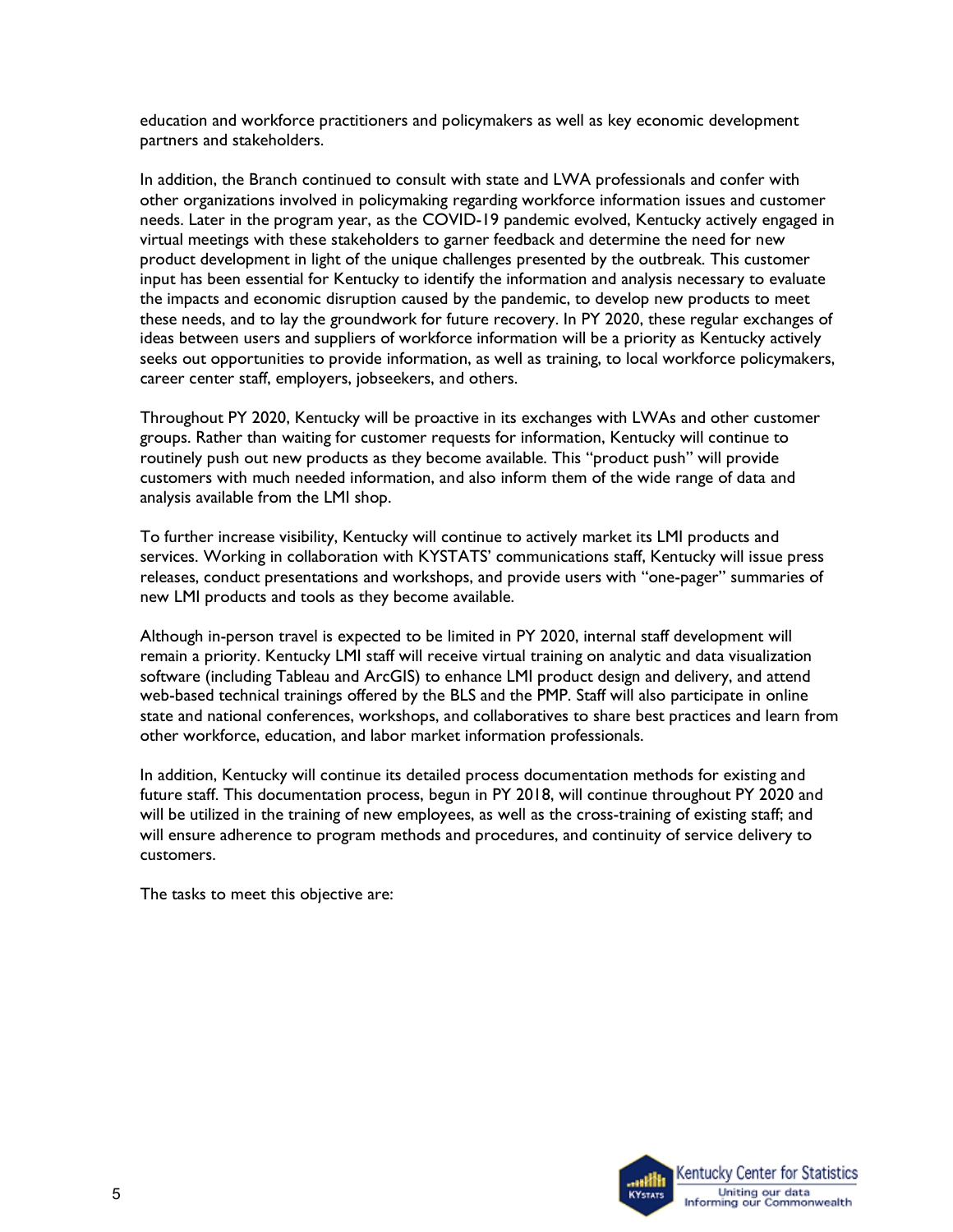education and workforce practitioners and policymakers as well as key economic development partners and stakeholders.

In addition, the Branch continued to consult with state and LWA professionals and confer with other organizations involved in policymaking regarding workforce information issues and customer needs. Later in the program year, as the COVID-19 pandemic evolved, Kentucky actively engaged in virtual meetings with these stakeholders to garner feedback and determine the need for new product development in light of the unique challenges presented by the outbreak. This customer input has been essential for Kentucky to identify the information and analysis necessary to evaluate the impacts and economic disruption caused by the pandemic, to develop new products to meet these needs, and to lay the groundwork for future recovery. In PY 2020, these regular exchanges of ideas between users and suppliers of workforce information will be a priority as Kentucky actively seeks out opportunities to provide information, as well as training, to local workforce policymakers, career center staff, employers, jobseekers, and others.

Throughout PY 2020, Kentucky will be proactive in its exchanges with LWAs and other customer groups. Rather than waiting for customer requests for information, Kentucky will continue to routinely push out new products as they become available. This "product push" will provide customers with much needed information, and also inform them of the wide range of data and analysis available from the LMI shop.

To further increase visibility, Kentucky will continue to actively market its LMI products and services. Working in collaboration with KYSTATS' communications staff, Kentucky will issue press releases, conduct presentations and workshops, and provide users with "one-pager" summaries of new LMI products and tools as they become available.

Although in-person travel is expected to be limited in PY 2020, internal staff development will remain a priority. Kentucky LMI staff will receive virtual training on analytic and data visualization software (including Tableau and ArcGIS) to enhance LMI product design and delivery, and attend web-based technical trainings offered by the BLS and the PMP. Staff will also participate in online state and national conferences, workshops, and collaboratives to share best practices and learn from other workforce, education, and labor market information professionals.

In addition, Kentucky will continue its detailed process documentation methods for existing and future staff. This documentation process, begun in PY 2018, will continue throughout PY 2020 and will be utilized in the training of new employees, as well as the cross-training of existing staff; and will ensure adherence to program methods and procedures, and continuity of service delivery to customers.

The tasks to meet this objective are: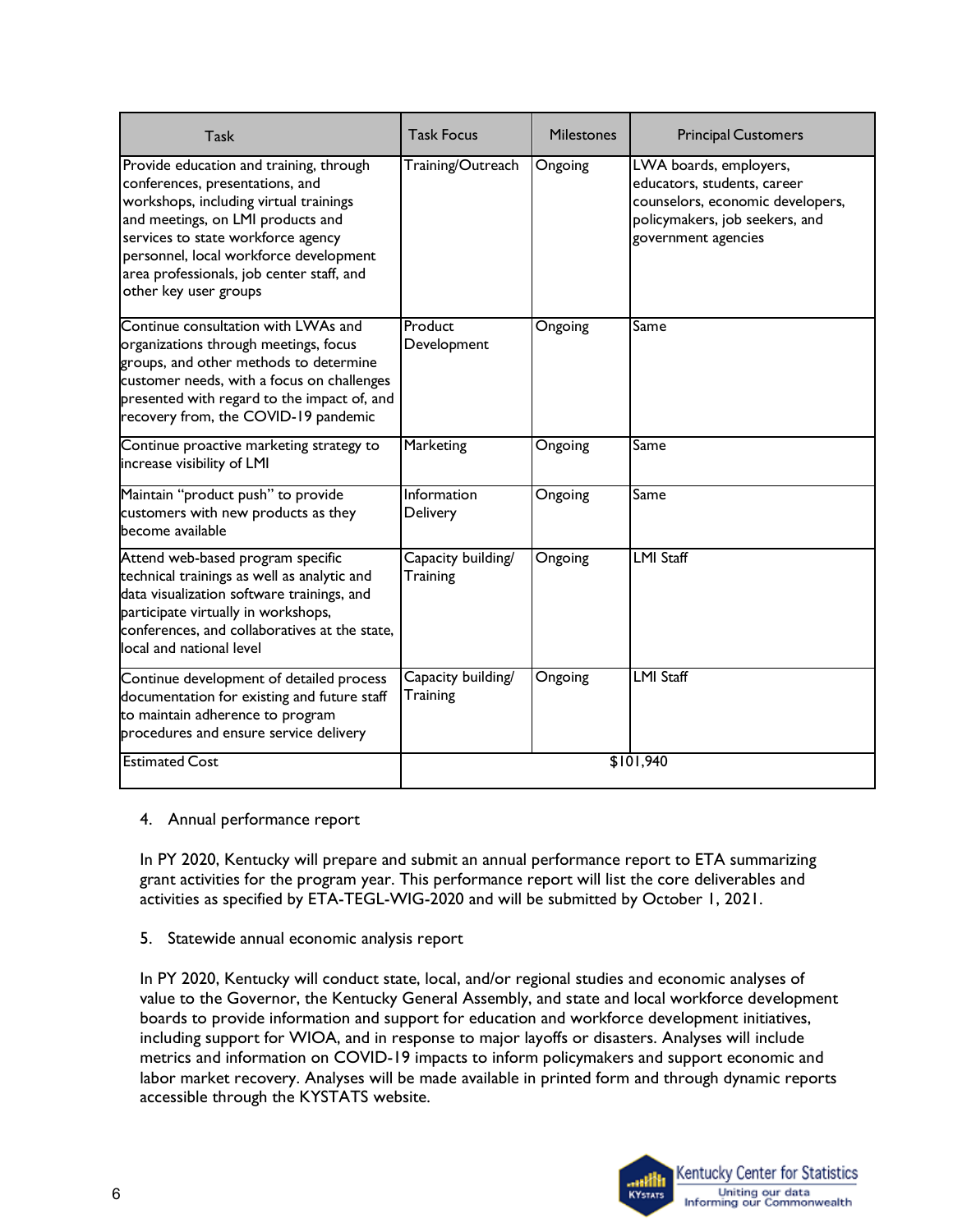| Task | Task Focus | Milestones | Principal Customers |
|---|---|---|---|
| Provide education and training, through conferences, presentations, and workshops, including virtual trainings and meetings, on LMI products and services to state workforce agency personnel, local workforce development area professionals, job center staff, and other key user groups | Training/Outreach | Ongoing | LWA boards, employers, educators, students, career counselors, economic developers, policymakers, job seekers, and government agencies |
| Continue consultation with LWAs and organizations through meetings, focus groups, and other methods to determine customer needs, with a focus on challenges presented with regard to the impact of, and recovery from, the COVID-19 pandemic | Product Development | Ongoing | Same |
| Continue proactive marketing strategy to increase visibility of LMI | Marketing | Ongoing | Same |
| Maintain "product push" to provide customers with new products as they become available | Information Delivery | Ongoing | Same |
| Attend web-based program specific technical trainings as well as analytic and data visualization software trainings, and participate virtually in workshops, conferences, and collaboratives at the state, local and national level | Capacity building/ Training | Ongoing | LMI Staff |
| Continue development of detailed process documentation for existing and future staff to maintain adherence to program procedures and ensure service delivery | Capacity building/ Training | Ongoing | LMI Staff |
| Estimated Cost | $101,940 | | |

4. Annual performance report

In PY 2020, Kentucky will prepare and submit an annual performance report to ETA summarizing grant activities for the program year. This performance report will list the core deliverables and activities as specified by ETA-TEGL-WIG-2020 and will be submitted by October 1, 2021.

5. Statewide annual economic analysis report

In PY 2020, Kentucky will conduct state, local, and/or regional studies and economic analyses of value to the Governor, the Kentucky General Assembly, and state and local workforce development boards to provide information and support for education and workforce development initiatives, including support for WIOA, and in response to major layoffs or disasters. Analyses will include metrics and information on COVID-19 impacts to inform policymakers and support economic and labor market recovery. Analyses will be made available in printed form and through dynamic reports accessible through the KYSTATS website.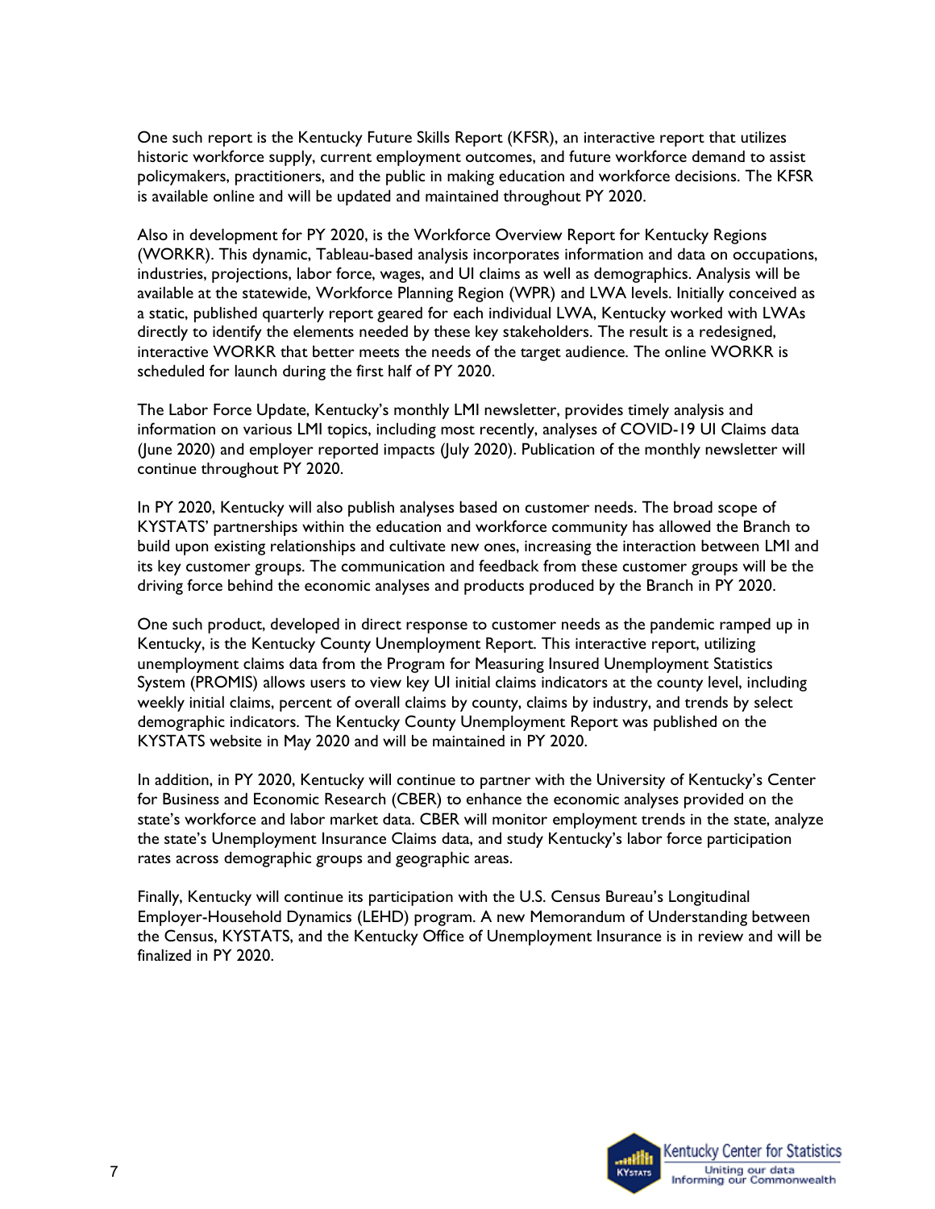One such report is the Kentucky Future Skills Report (KFSR), an interactive report that utilizes historic workforce supply, current employment outcomes, and future workforce demand to assist policymakers, practitioners, and the public in making education and workforce decisions. The KFSR is available online and will be updated and maintained throughout PY 2020.

Also in development for PY 2020, is the Workforce Overview Report for Kentucky Regions (WORKR). This dynamic, Tableau-based analysis incorporates information and data on occupations, industries, projections, labor force, wages, and UI claims as well as demographics. Analysis will be available at the statewide, Workforce Planning Region (WPR) and LWA levels. Initially conceived as a static, published quarterly report geared for each individual LWA, Kentucky worked with LWAs directly to identify the elements needed by these key stakeholders. The result is a redesigned, interactive WORKR that better meets the needs of the target audience. The online WORKR is scheduled for launch during the first half of PY 2020.

The Labor Force Update, Kentucky's monthly LMI newsletter, provides timely analysis and information on various LMI topics, including most recently, analyses of COVID-19 UI Claims data (June 2020) and employer reported impacts (July 2020). Publication of the monthly newsletter will continue throughout PY 2020.

In PY 2020, Kentucky will also publish analyses based on customer needs. The broad scope of KYSTATS' partnerships within the education and workforce community has allowed the Branch to build upon existing relationships and cultivate new ones, increasing the interaction between LMI and its key customer groups. The communication and feedback from these customer groups will be the driving force behind the economic analyses and products produced by the Branch in PY 2020.

One such product, developed in direct response to customer needs as the pandemic ramped up in Kentucky, is the Kentucky County Unemployment Report. This interactive report, utilizing unemployment claims data from the Program for Measuring Insured Unemployment Statistics System (PROMIS) allows users to view key UI initial claims indicators at the county level, including weekly initial claims, percent of overall claims by county, claims by industry, and trends by select demographic indicators. The Kentucky County Unemployment Report was published on the KYSTATS website in May 2020 and will be maintained in PY 2020.

In addition, in PY 2020, Kentucky will continue to partner with the University of Kentucky's Center for Business and Economic Research (CBER) to enhance the economic analyses provided on the state's workforce and labor market data. CBER will monitor employment trends in the state, analyze the state's Unemployment Insurance Claims data, and study Kentucky's labor force participation rates across demographic groups and geographic areas.

Finally, Kentucky will continue its participation with the U.S. Census Bureau's Longitudinal Employer-Household Dynamics (LEHD) program. A new Memorandum of Understanding between the Census, KYSTATS, and the Kentucky Office of Unemployment Insurance is in review and will be finalized in PY 2020.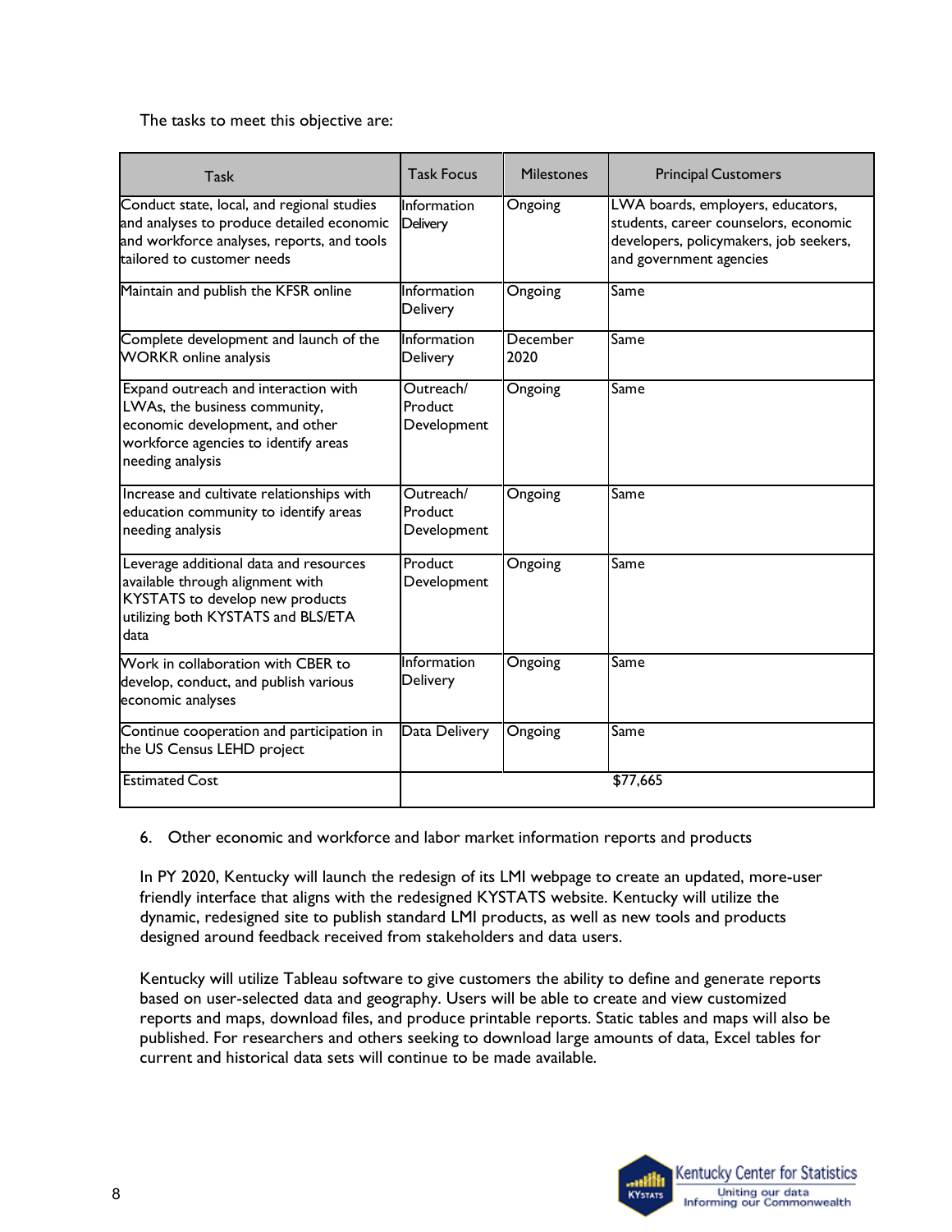The tasks to meet this objective are:

| Task | Task Focus | Milestones | Principal Customers |
|---|---|---|---|
| Conduct state, local, and regional studies and analyses to produce detailed economic and workforce analyses, reports, and tools tailored to customer needs | Information Delivery | Ongoing | LWA boards, employers, educators, students, career counselors, economic developers, policymakers, job seekers, and government agencies |
| Maintain and publish the KFSR online | Information Delivery | Ongoing | Same |
| Complete development and launch of the WORKR online analysis | Information Delivery | December 2020 | Same |
| Expand outreach and interaction with LWAs, the business community, economic development, and other workforce agencies to identify areas needing analysis | Outreach/ Product Development | Ongoing | Same |
| Increase and cultivate relationships with education community to identify areas needing analysis | Outreach/ Product Development | Ongoing | Same |
| Leverage additional data and resources available through alignment with KYSTATS to develop new products utilizing both KYSTATS and BLS/ETA data | Product Development | Ongoing | Same |
| Work in collaboration with CBER to develop, conduct, and publish various economic analyses | Information Delivery | Ongoing | Same |
| Continue cooperation and participation in the US Census LEHD project | Data Delivery | Ongoing | Same |
| Estimated Cost | | | $77,665 |

6. Other economic and workforce and labor market information reports and products

In PY 2020, Kentucky will launch the redesign of its LMI webpage to create an updated, more-user friendly interface that aligns with the redesigned KYSTATS website. Kentucky will utilize the dynamic, redesigned site to publish standard LMI products, as well as new tools and products designed around feedback received from stakeholders and data users.

Kentucky will utilize Tableau software to give customers the ability to define and generate reports based on user-selected data and geography. Users will be able to create and view customized reports and maps, download files, and produce printable reports. Static tables and maps will also be published. For researchers and others seeking to download large amounts of data, Excel tables for current and historical data sets will continue to be made available.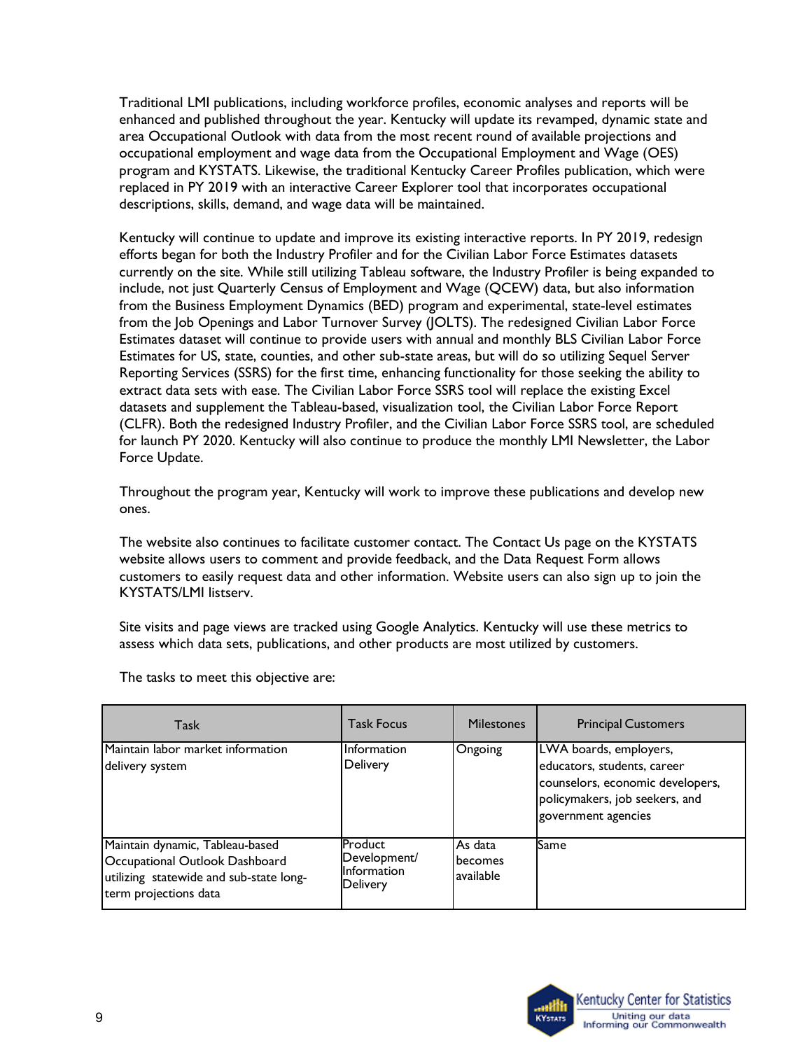Traditional LMI publications, including workforce profiles, economic analyses and reports will be enhanced and published throughout the year. Kentucky will update its revamped, dynamic state and area Occupational Outlook with data from the most recent round of available projections and occupational employment and wage data from the Occupational Employment and Wage (OES) program and KYSTATS. Likewise, the traditional Kentucky Career Profiles publication, which were replaced in PY 2019 with an interactive Career Explorer tool that incorporates occupational descriptions, skills, demand, and wage data will be maintained.

Kentucky will continue to update and improve its existing interactive reports. In PY 2019, redesign efforts began for both the Industry Profiler and for the Civilian Labor Force Estimates datasets currently on the site. While still utilizing Tableau software, the Industry Profiler is being expanded to include, not just Quarterly Census of Employment and Wage (QCEW) data, but also information from the Business Employment Dynamics (BED) program and experimental, state-level estimates from the Job Openings and Labor Turnover Survey (JOLTS). The redesigned Civilian Labor Force Estimates dataset will continue to provide users with annual and monthly BLS Civilian Labor Force Estimates for US, state, counties, and other sub-state areas, but will do so utilizing Sequel Server Reporting Services (SSRS) for the first time, enhancing functionality for those seeking the ability to extract data sets with ease. The Civilian Labor Force SSRS tool will replace the existing Excel datasets and supplement the Tableau-based, visualization tool, the Civilian Labor Force Report (CLFR). Both the redesigned Industry Profiler, and the Civilian Labor Force SSRS tool, are scheduled for launch PY 2020. Kentucky will also continue to produce the monthly LMI Newsletter, the Labor Force Update.

Throughout the program year, Kentucky will work to improve these publications and develop new ones.

The website also continues to facilitate customer contact. The Contact Us page on the KYSTATS website allows users to comment and provide feedback, and the Data Request Form allows customers to easily request data and other information. Website users can also sign up to join the KYSTATS/LMI listserv.

Site visits and page views are tracked using Google Analytics. Kentucky will use these metrics to assess which data sets, publications, and other products are most utilized by customers.

The tasks to meet this objective are:

| Task | Task Focus | Milestones | Principal Customers |
|---|---|---|---|
| Maintain labor market information delivery system | Information Delivery | Ongoing | LWA boards, employers, educators, students, career counselors, economic developers, policymakers, job seekers, and government agencies |
| Maintain dynamic, Tableau-based Occupational Outlook Dashboard utilizing statewide and sub-state long-term projections data | Product Development/ Information Delivery | As data becomes available | Same |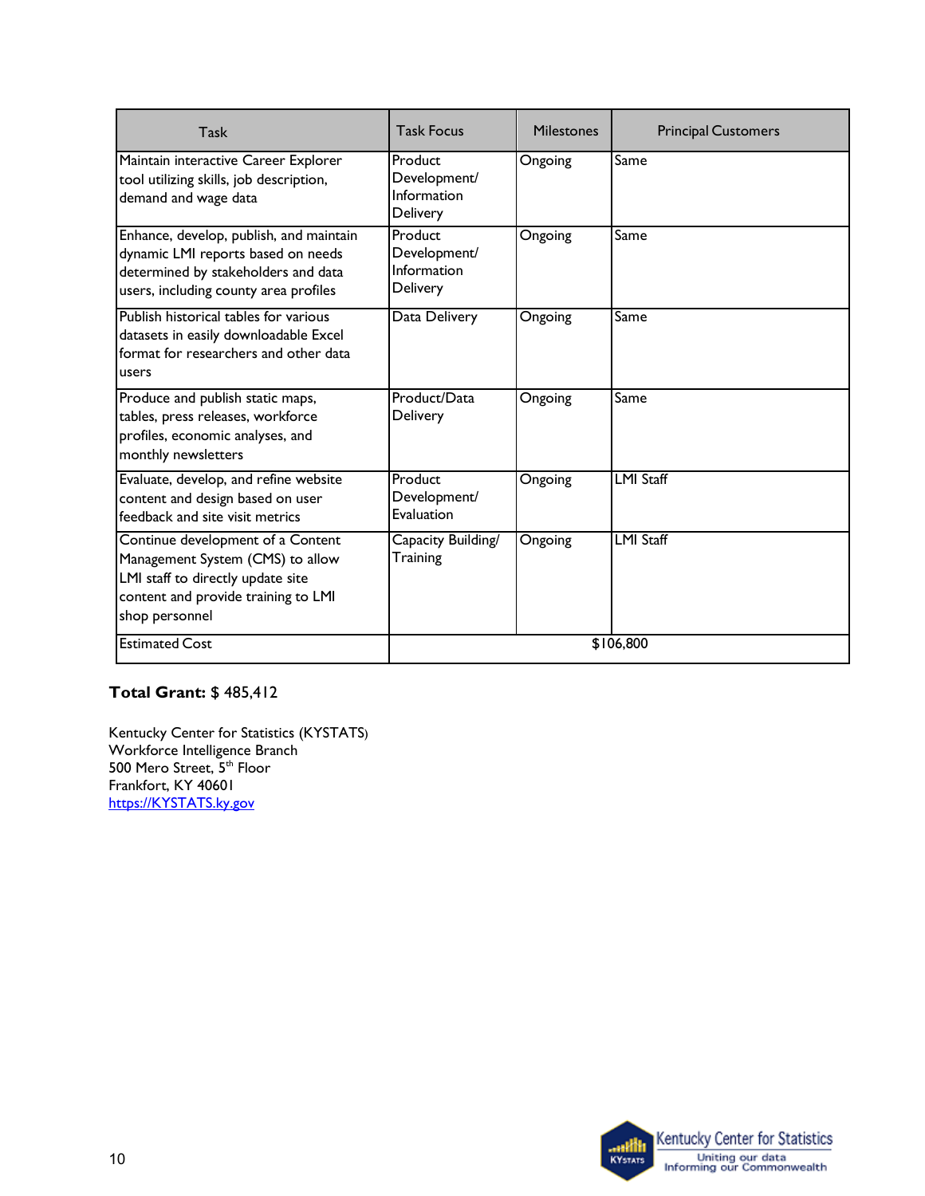| Task | Task Focus | Milestones | Principal Customers |
|---|---|---|---|
| Maintain interactive Career Explorer tool utilizing skills, job description, demand and wage data | Product Development/ Information Delivery | Ongoing | Same |
| Enhance, develop, publish, and maintain dynamic LMI reports based on needs determined by stakeholders and data users, including county area profiles | Product Development/ Information Delivery | Ongoing | Same |
| Publish historical tables for various datasets in easily downloadable Excel format for researchers and other data users | Data Delivery | Ongoing | Same |
| Produce and publish static maps, tables, press releases, workforce profiles, economic analyses, and monthly newsletters | Product/Data Delivery | Ongoing | Same |
| Evaluate, develop, and refine website content and design based on user feedback and site visit metrics | Product Development/ Evaluation | Ongoing | LMI Staff |
| Continue development of a Content Management System (CMS) to allow LMI staff to directly update site content and provide training to LMI shop personnel | Capacity Building/ Training | Ongoing | LMI Staff |
| Estimated Cost | $106,800 | | |

**Total Grant:** $ 485,412

Kentucky Center for Statistics (KYSTATS)
Workforce Intelligence Branch
500 Mero Street, 5th Floor
Frankfort, KY 40601
https://KYSTATS.ky.gov

Kentucky Center for Statistics
Uniting our data
Informing our Commonwealth